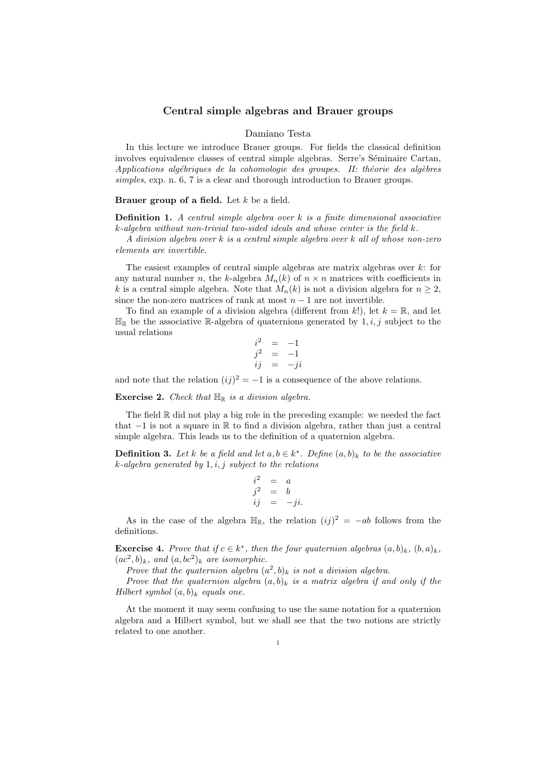# Central simple algebras and Brauer groups

Damiano Testa

In this lecture we introduce Brauer groups. For fields the classical definition involves equivalence classes of central simple algebras. Serre's Séminaire Cartan, *Applications algébriques de la cohomologie des groupes. II: théorie des algèbres simples*, exp. n. 6, 7 is a clear and thorough introduction to Brauer groups.

**Brauer group of a field.** Let $k$ be a field.

**Definition 1.** *A central simple algebra over $k$ is a finite dimensional associative $k$-algebra without non-trivial two-sided ideals and whose center is the field $k$.*

*A division algebra over $k$ is a central simple algebra over $k$ all of whose non-zero elements are invertible.*

The easiest examples of central simple algebras are matrix algebras over $k$: for any natural number $n$, the $k$-algebra $M_n(k)$ of $n \times n$ matrices with coefficients in $k$ is a central simple algebra. Note that $M_n(k)$ is not a division algebra for $n \geq 2$, since the non-zero matrices of rank at most $n-1$ are not invertible.

To find an example of a division algebra (different from $k$!), let $k = \mathbb{R}$, and let $\mathbb{H}_{\mathbb{R}}$ be the associative $\mathbb{R}$-algebra of quaternions generated by $1, i, j$ subject to the usual relations

$$
\begin{aligned}
i^2 &= -1 \\
j^2 &= -1 \\
ij &= -ji
\end{aligned}
$$

and note that the relation $(ij)^2 = -1$ is a consequence of the above relations.

**Exercise 2.** *Check that $\mathbb{H}_{\mathbb{R}}$ is a division algebra.*

The field $\mathbb{R}$ did not play a big role in the preceding example: we needed the fact that $-1$ is not a square in $\mathbb{R}$ to find a division algebra, rather than just a central simple algebra. This leads us to the definition of a quaternion algebra.

**Definition 3.** *Let $k$ be a field and let $a, b \in k^*$. Define $(a,b)_k$ to be the associative $k$-algebra generated by $1, i, j$ subject to the relations*

$$
\begin{aligned}
i^2 &= a \\
j^2 &= b \\
ij &= -ji.
\end{aligned}
$$

As in the case of the algebra $\mathbb{H}_{\mathbb{R}}$, the relation $(ij)^2 = -ab$ follows from the definitions.

**Exercise 4.** *Prove that if $c \in k^*$, then the four quaternion algebras $(a,b)_k$, $(b,a)_k$, $(ac^2, b)_k$, and $(a, bc^2)_k$ are isomorphic.*

*Prove that the quaternion algebra $(a^2, b)_k$ is not a division algebra.*

*Prove that the quaternion algebra $(a,b)_k$ is a matrix algebra if and only if the Hilbert symbol $(a,b)_k$ equals one.*

At the moment it may seem confusing to use the same notation for a quaternion algebra and a Hilbert symbol, but we shall see that the two notions are strictly related to one another.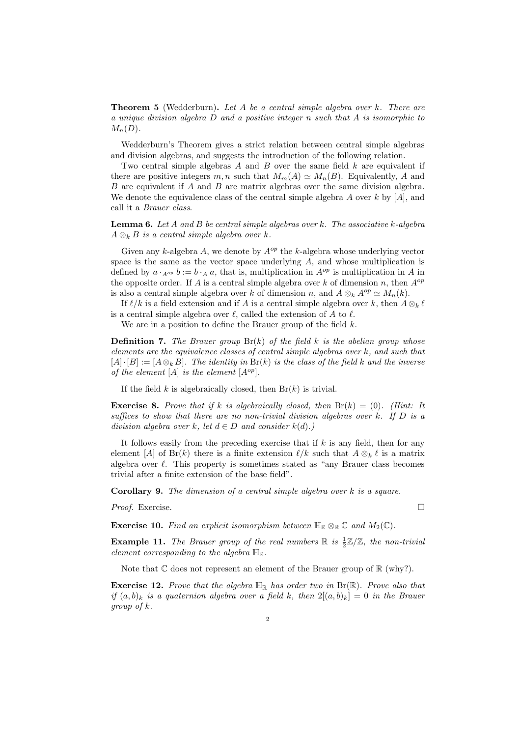**Theorem 5** (Wedderburn)**.** *Let $A$ be a central simple algebra over $k$. There are a unique division algebra $D$ and a positive integer $n$ such that $A$ is isomorphic to $M_n(D)$.*

Wedderburn's Theorem gives a strict relation between central simple algebras and division algebras, and suggests the introduction of the following relation.

Two central simple algebras $A$ and $B$ over the same field $k$ are equivalent if there are positive integers $m, n$ such that $M_m(A) \simeq M_n(B)$. Equivalently, $A$ and $B$ are equivalent if $A$ and $B$ are matrix algebras over the same division algebra. We denote the equivalence class of the central simple algebra $A$ over $k$ by $[A]$, and call it a *Brauer class*.

**Lemma 6.** *Let $A$ and $B$ be central simple algebras over $k$. The associative $k$-algebra $A \otimes_k B$ is a central simple algebra over $k$.*

Given any $k$-algebra $A$, we denote by $A^{op}$ the $k$-algebra whose underlying vector space is the same as the vector space underlying $A$, and whose multiplication is defined by $a \cdot_{A^{op}} b := b \cdot_A a$, that is, multiplication in $A^{op}$ is multiplication in $A$ in the opposite order. If $A$ is a central simple algebra over $k$ of dimension $n$, then $A^{op}$ is also a central simple algebra over $k$ of dimension $n$, and $A \otimes_k A^{op} \simeq M_n(k)$.

If $\ell/k$ is a field extension and if $A$ is a central simple algebra over $k$, then $A \otimes_k \ell$ is a central simple algebra over $\ell$, called the extension of $A$ to $\ell$.

We are in a position to define the Brauer group of the field $k$.

**Definition 7.** *The Brauer group $\mathrm{Br}(k)$ of the field $k$ is the abelian group whose elements are the equivalence classes of central simple algebras over $k$, and such that $[A] \cdot [B] := [A \otimes_k B]$. The identity in $\mathrm{Br}(k)$ is the class of the field $k$ and the inverse of the element $[A]$ is the element $[A^{op}]$.*

If the field $k$ is algebraically closed, then $\mathrm{Br}(k)$ is trivial.

**Exercise 8.** *Prove that if $k$ is algebraically closed, then $\mathrm{Br}(k) = (0)$. (Hint: It suffices to show that there are no non-trivial division algebras over $k$. If $D$ is a division algebra over $k$, let $d \in D$ and consider $k(d)$.)*

It follows easily from the preceding exercise that if $k$ is any field, then for any element $[A]$ of $\mathrm{Br}(k)$ there is a finite extension $\ell/k$ such that $A \otimes_k \ell$ is a matrix algebra over $\ell$. This property is sometimes stated as "any Brauer class becomes trivial after a finite extension of the base field".

**Corollary 9.** *The dimension of a central simple algebra over $k$ is a square.*

*Proof.* Exercise. □

**Exercise 10.** *Find an explicit isomorphism between $\mathbb{H}_{\mathbb{R}} \otimes_{\mathbb{R}} \mathbb{C}$ and $M_2(\mathbb{C})$.*

**Example 11.** *The Brauer group of the real numbers $\mathbb{R}$ is $\frac{1}{2}\mathbb{Z}/\mathbb{Z}$, the non-trivial element corresponding to the algebra $\mathbb{H}_{\mathbb{R}}$.*

Note that $\mathbb{C}$ does not represent an element of the Brauer group of $\mathbb{R}$ (why?).

**Exercise 12.** *Prove that the algebra $\mathbb{H}_{\mathbb{R}}$ has order two in $\mathrm{Br}(\mathbb{R})$. Prove also that if $(a, b)_k$ is a quaternion algebra over a field $k$, then $2[(a, b)_k] = 0$ in the Brauer group of $k$.*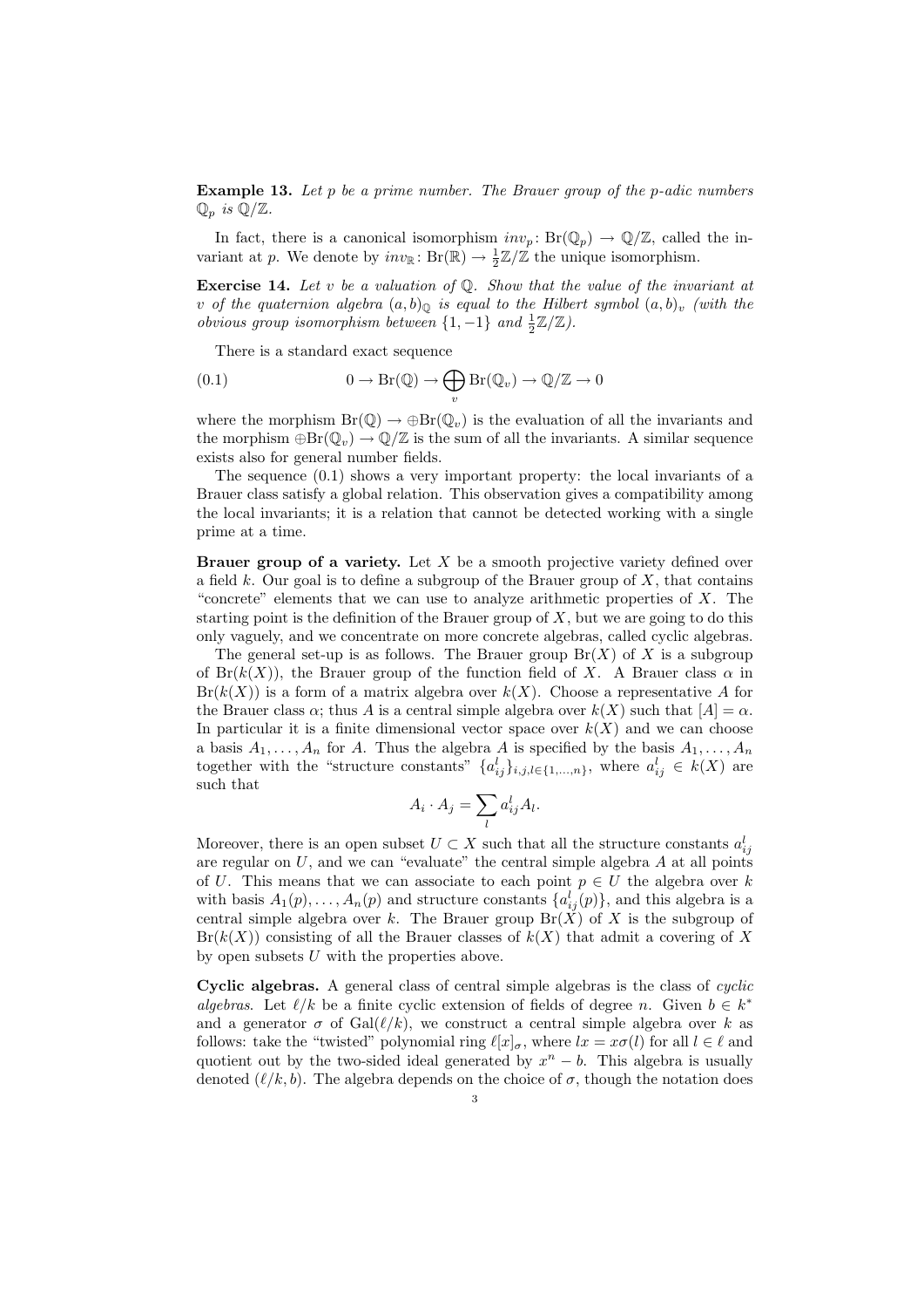**Example 13.** *Let $p$ be a prime number. The Brauer group of the $p$-adic numbers $\mathbb{Q}_p$ is $\mathbb{Q}/\mathbb{Z}$.*

In fact, there is a canonical isomorphism $inv_p \colon \mathrm{Br}(\mathbb{Q}_p) \to \mathbb{Q}/\mathbb{Z}$, called the invariant at $p$. We denote by $inv_{\mathbb{R}} \colon \mathrm{Br}(\mathbb{R}) \to \frac{1}{2}\mathbb{Z}/\mathbb{Z}$ the unique isomorphism.

**Exercise 14.** *Let $v$ be a valuation of $\mathbb{Q}$. Show that the value of the invariant at $v$ of the quaternion algebra $(a,b)_{\mathbb{Q}}$ is equal to the Hilbert symbol $(a,b)_v$ (with the obvious group isomorphism between $\{1,-1\}$ and $\frac{1}{2}\mathbb{Z}/\mathbb{Z}$).*

There is a standard exact sequence

$$0 \to \mathrm{Br}(\mathbb{Q}) \to \bigoplus_v \mathrm{Br}(\mathbb{Q}_v) \to \mathbb{Q}/\mathbb{Z} \to 0 \tag{0.1}$$

where the morphism $\mathrm{Br}(\mathbb{Q}) \to \oplus \mathrm{Br}(\mathbb{Q}_v)$ is the evaluation of all the invariants and the morphism $\oplus \mathrm{Br}(\mathbb{Q}_v) \to \mathbb{Q}/\mathbb{Z}$ is the sum of all the invariants. A similar sequence exists also for general number fields.

The sequence (0.1) shows a very important property: the local invariants of a Brauer class satisfy a global relation. This observation gives a compatibility among the local invariants; it is a relation that cannot be detected working with a single prime at a time.

**Brauer group of a variety.** Let $X$ be a smooth projective variety defined over a field $k$. Our goal is to define a subgroup of the Brauer group of $X$, that contains "concrete" elements that we can use to analyze arithmetic properties of $X$. The starting point is the definition of the Brauer group of $X$, but we are going to do this only vaguely, and we concentrate on more concrete algebras, called cyclic algebras.

The general set-up is as follows. The Brauer group $\mathrm{Br}(X)$ of $X$ is a subgroup of $\mathrm{Br}(k(X))$, the Brauer group of the function field of $X$. A Brauer class $\alpha$ in $\mathrm{Br}(k(X))$ is a form of a matrix algebra over $k(X)$. Choose a representative $A$ for the Brauer class $\alpha$; thus $A$ is a central simple algebra over $k(X)$ such that $[A] = \alpha$. In particular it is a finite dimensional vector space over $k(X)$ and we can choose a basis $A_1, \ldots, A_n$ for $A$. Thus the algebra $A$ is specified by the basis $A_1, \ldots, A_n$ together with the "structure constants" $\{a_{ij}^l\}_{i,j,l \in \{1,\ldots,n\}}$, where $a_{ij}^l \in k(X)$ are such that

$$A_i \cdot A_j = \sum_l a_{ij}^l A_l.$$

Moreover, there is an open subset $U \subset X$ such that all the structure constants $a_{ij}^l$ are regular on $U$, and we can "evaluate" the central simple algebra $A$ at all points of $U$. This means that we can associate to each point $p \in U$ the algebra over $k$ with basis $A_1(p), \ldots, A_n(p)$ and structure constants $\{a_{ij}^l(p)\}$, and this algebra is a central simple algebra over $k$. The Brauer group $\mathrm{Br}(X)$ of $X$ is the subgroup of $\mathrm{Br}(k(X))$ consisting of all the Brauer classes of $k(X)$ that admit a covering of $X$ by open subsets $U$ with the properties above.

**Cyclic algebras.** A general class of central simple algebras is the class of *cyclic algebras*. Let $\ell/k$ be a finite cyclic extension of fields of degree $n$. Given $b \in k^*$ and a generator $\sigma$ of $\mathrm{Gal}(\ell/k)$, we construct a central simple algebra over $k$ as follows: take the "twisted" polynomial ring $\ell[x]_\sigma$, where $lx = x\sigma(l)$ for all $l \in \ell$ and quotient out by the two-sided ideal generated by $x^n - b$. This algebra is usually denoted $(\ell/k, b)$. The algebra depends on the choice of $\sigma$, though the notation does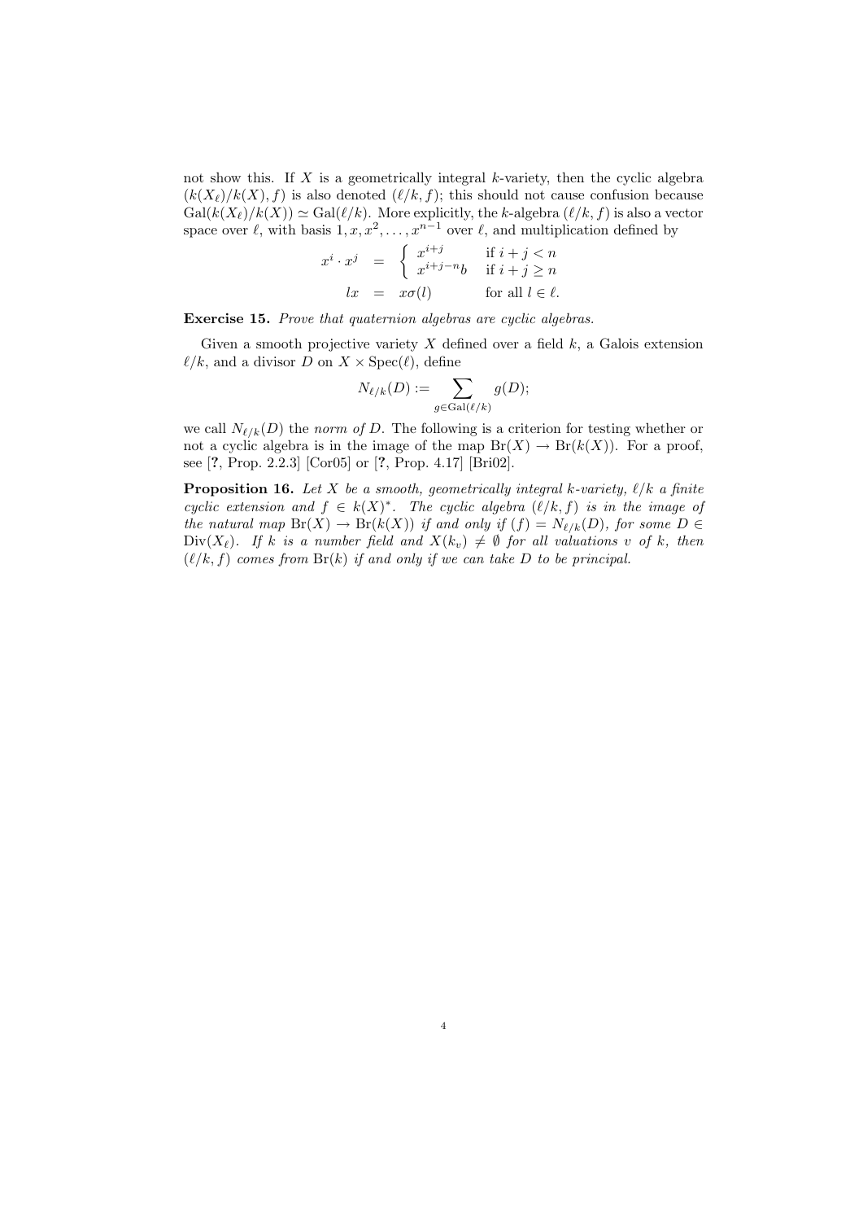not show this. If $X$ is a geometrically integral $k$-variety, then the cyclic algebra $(k(X_\ell)/k(X), f)$ is also denoted $(\ell/k, f)$; this should not cause confusion because $\mathrm{Gal}(k(X_\ell)/k(X)) \simeq \mathrm{Gal}(\ell/k)$. More explicitly, the $k$-algebra $(\ell/k, f)$ is also a vector space over $\ell$, with basis $1, x, x^2, \ldots, x^{n-1}$ over $\ell$, and multiplication defined by

$$
\begin{aligned}
x^i \cdot x^j &= \begin{cases} x^{i+j} & \text{if } i + j < n \\ x^{i+j-n} b & \text{if } i + j \geq n \end{cases} \\
lx &= x\sigma(l) \qquad \text{for all } l \in \ell.
\end{aligned}
$$

**Exercise 15.** *Prove that quaternion algebras are cyclic algebras.*

Given a smooth projective variety $X$ defined over a field $k$, a Galois extension $\ell/k$, and a divisor $D$ on $X \times \mathrm{Spec}(\ell)$, define

$$
N_{\ell/k}(D) := \sum_{g \in \mathrm{Gal}(\ell/k)} g(D);
$$

we call $N_{\ell/k}(D)$ the *norm of $D$*. The following is a criterion for testing whether or not a cyclic algebra is in the image of the map $\mathrm{Br}(X) \to \mathrm{Br}(k(X))$. For a proof, see [**?**, Prop. 2.2.3] [Cor05] or [**?**, Prop. 4.17] [Bri02].

**Proposition 16.** *Let $X$ be a smooth, geometrically integral $k$-variety, $\ell/k$ a finite cyclic extension and $f \in k(X)^*$. The cyclic algebra $(\ell/k, f)$ is in the image of the natural map $\mathrm{Br}(X) \to \mathrm{Br}(k(X))$ if and only if $(f) = N_{\ell/k}(D)$, for some $D \in \mathrm{Div}(X_\ell)$. If $k$ is a number field and $X(k_v) \neq \emptyset$ for all valuations $v$ of $k$, then $(\ell/k, f)$ comes from $\mathrm{Br}(k)$ if and only if we can take $D$ to be principal.*